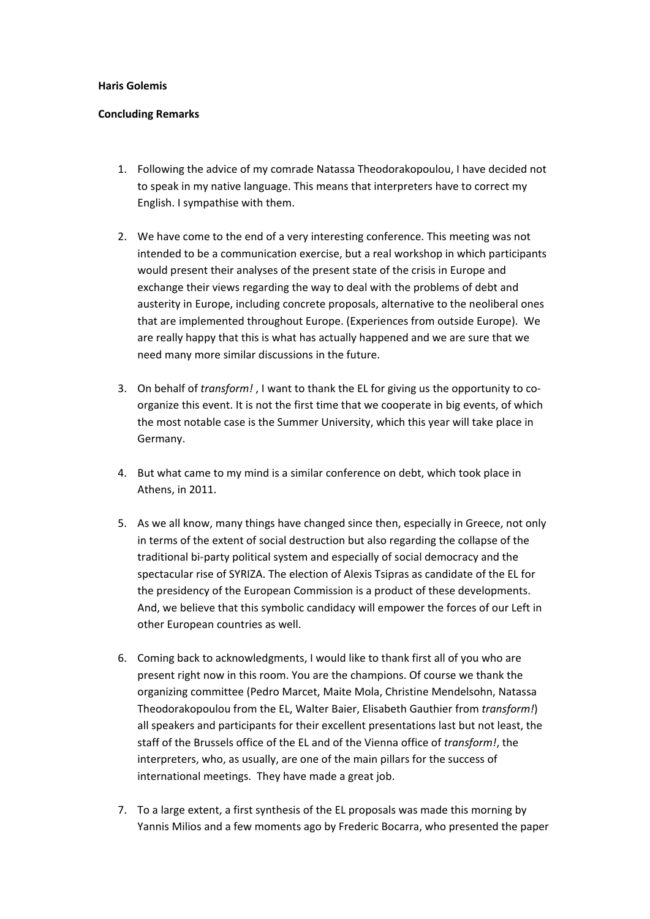**Haris Golemis**

**Concluding Remarks**

1. Following the advice of my comrade Natassa Theodorakopoulou, I have decided not to speak in my native language. This means that interpreters have to correct my English. I sympathise with them.

2. We have come to the end of a very interesting conference. This meeting was not intended to be a communication exercise, but a real workshop in which participants would present their analyses of the present state of the crisis in Europe and exchange their views regarding the way to deal with the problems of debt and austerity in Europe, including concrete proposals, alternative to the neoliberal ones that are implemented throughout Europe. (Experiences from outside Europe). We are really happy that this is what has actually happened and we are sure that we need many more similar discussions in the future.

3. On behalf of *transform!* , I want to thank the EL for giving us the opportunity to co-organize this event. It is not the first time that we cooperate in big events, of which the most notable case is the Summer University, which this year will take place in Germany.

4. But what came to my mind is a similar conference on debt, which took place in Athens, in 2011.

5. As we all know, many things have changed since then, especially in Greece, not only in terms of the extent of social destruction but also regarding the collapse of the traditional bi-party political system and especially of social democracy and the spectacular rise of SYRIZA. The election of Alexis Tsipras as candidate of the EL for the presidency of the European Commission is a product of these developments. And, we believe that this symbolic candidacy will empower the forces of our Left in other European countries as well.

6. Coming back to acknowledgments, I would like to thank first all of you who are present right now in this room. You are the champions. Of course we thank the organizing committee (Pedro Marcet, Maite Mola, Christine Mendelsohn, Natassa Theodorakopoulou from the EL, Walter Baier, Elisabeth Gauthier from *transform!*) all speakers and participants for their excellent presentations last but not least, the staff of the Brussels office of the EL and of the Vienna office of *transform!*, the interpreters, who, as usually, are one of the main pillars for the success of international meetings. They have made a great job.

7. To a large extent, a first synthesis of the EL proposals was made this morning by Yannis Milios and a few moments ago by Frederic Bocarra, who presented the paper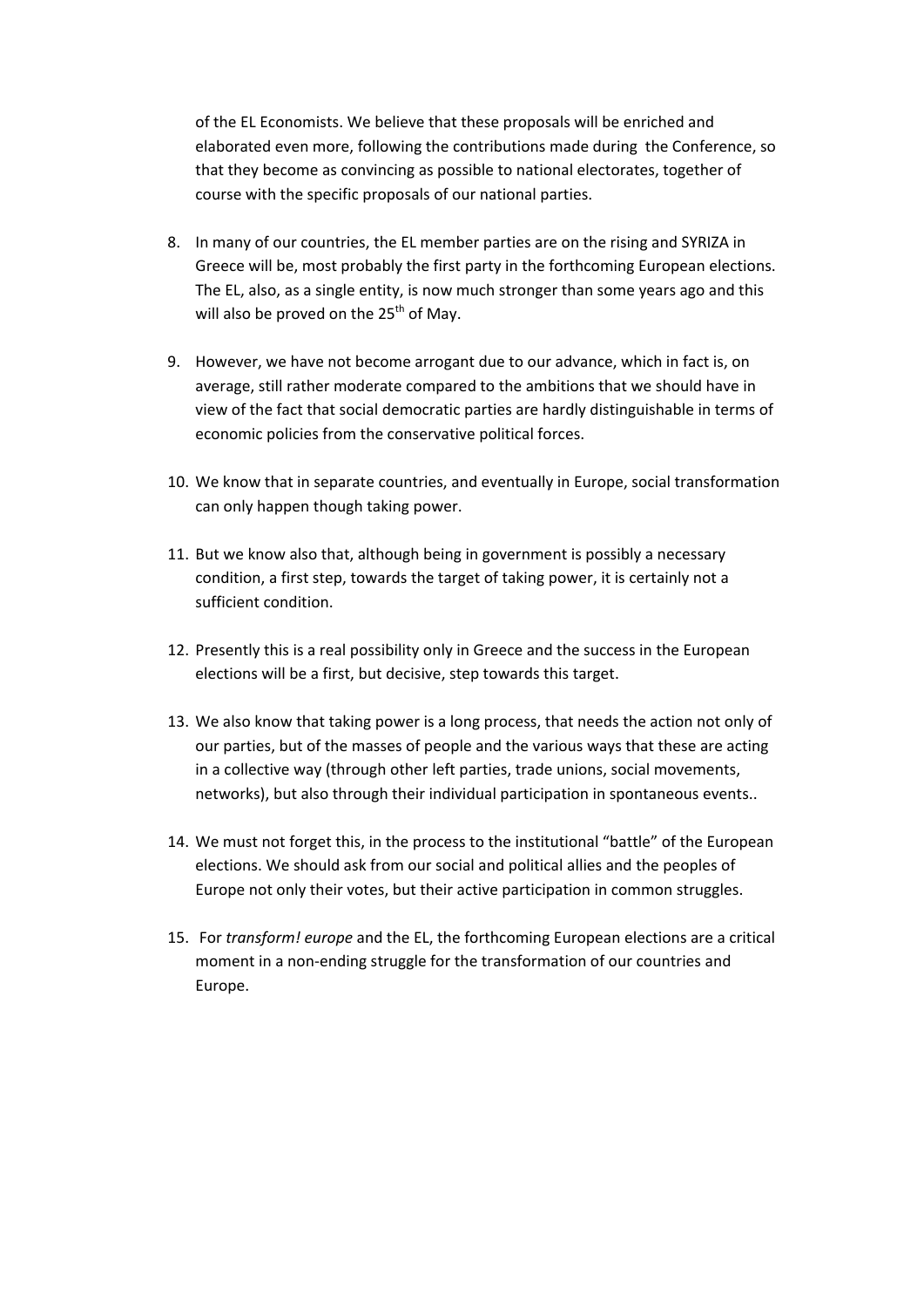of the EL Economists. We believe that these proposals will be enriched and elaborated even more, following the contributions made during the Conference, so that they become as convincing as possible to national electorates, together of course with the specific proposals of our national parties.

8. In many of our countries, the EL member parties are on the rising and SYRIZA in Greece will be, most probably the first party in the forthcoming European elections. The EL, also, as a single entity, is now much stronger than some years ago and this will also be proved on the 25th of May.

9. However, we have not become arrogant due to our advance, which in fact is, on average, still rather moderate compared to the ambitions that we should have in view of the fact that social democratic parties are hardly distinguishable in terms of economic policies from the conservative political forces.

10. We know that in separate countries, and eventually in Europe, social transformation can only happen though taking power.

11. But we know also that, although being in government is possibly a necessary condition, a first step, towards the target of taking power, it is certainly not a sufficient condition.

12. Presently this is a real possibility only in Greece and the success in the European elections will be a first, but decisive, step towards this target.

13. We also know that taking power is a long process, that needs the action not only of our parties, but of the masses of people and the various ways that these are acting in a collective way (through other left parties, trade unions, social movements, networks), but also through their individual participation in spontaneous events..

14. We must not forget this, in the process to the institutional "battle" of the European elections. We should ask from our social and political allies and the peoples of Europe not only their votes, but their active participation in common struggles.

15. For *transform! europe* and the EL, the forthcoming European elections are a critical moment in a non-ending struggle for the transformation of our countries and Europe.